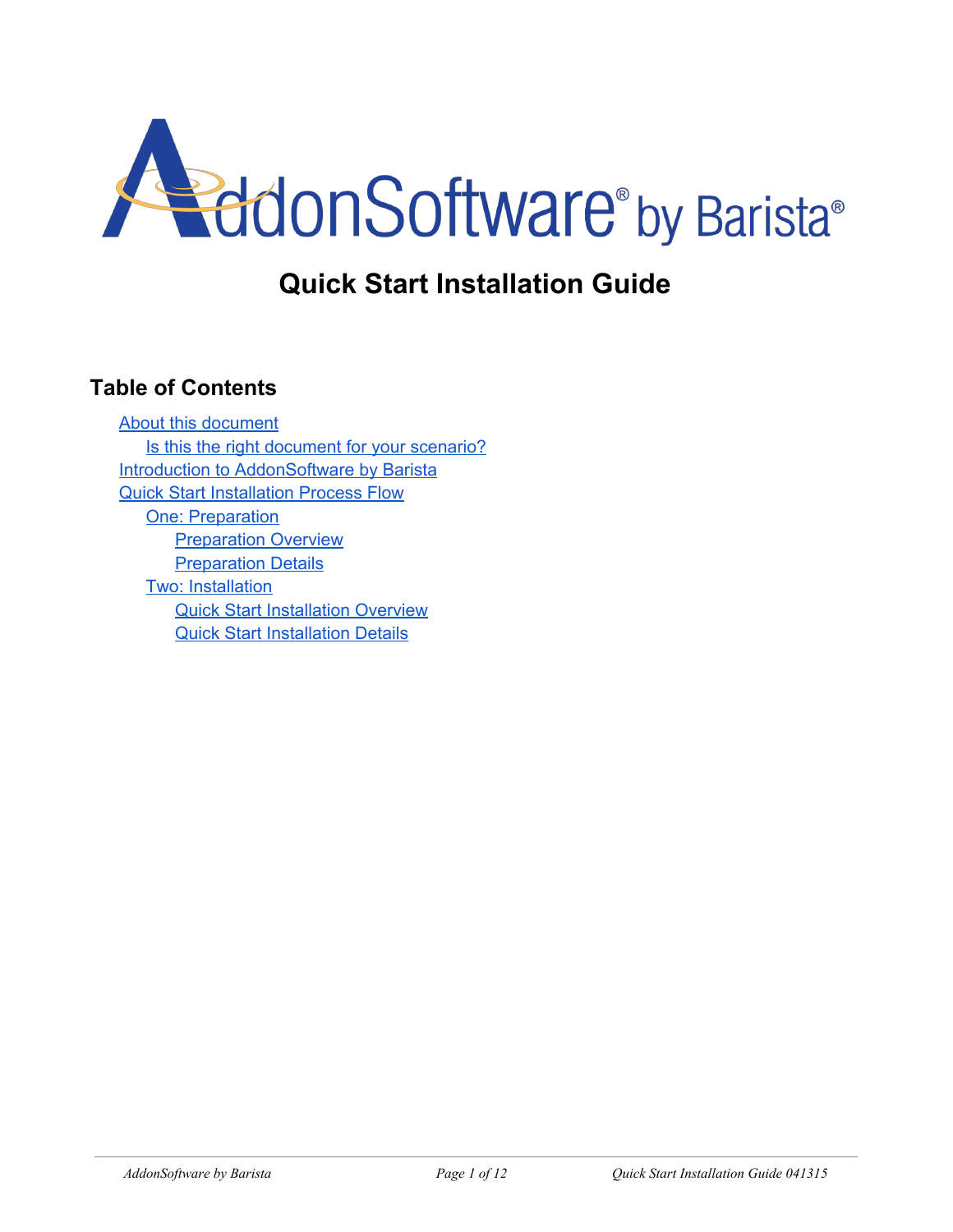# AddonSoftware® by Barista®

# Quick Start Installation Guide

## Table of Contents

- About this document
  - Is this the right document for your scenario?
- Introduction to AddonSoftware by Barista
- Quick Start Installation Process Flow
  - One: Preparation
    - Preparation Overview
    - Preparation Details
  - Two: Installation
    - Quick Start Installation Overview
    - Quick Start Installation Details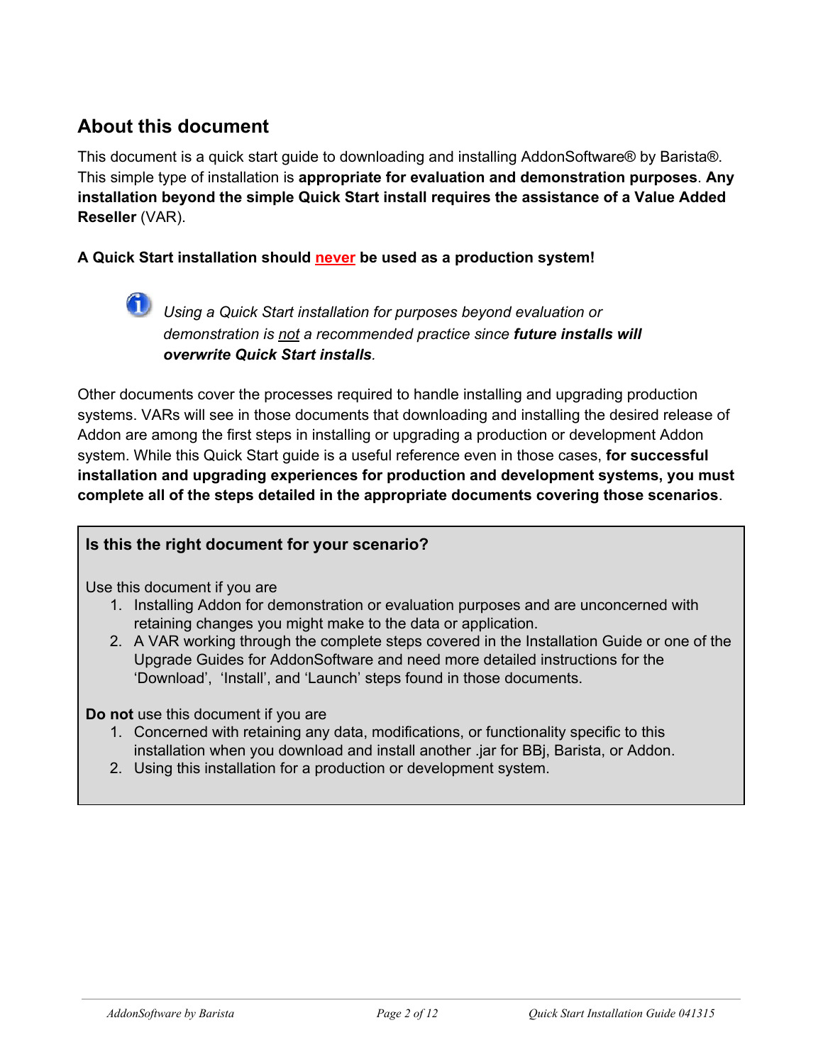## About this document

This document is a quick start guide to downloading and installing AddonSoftware® by Barista®. This simple type of installation is **appropriate for evaluation and demonstration purposes**. **Any installation beyond the simple Quick Start install requires the assistance of a Value Added Reseller** (VAR).

**A Quick Start installation should never be used as a production system!**

> *Using a Quick Start installation for purposes beyond evaluation or demonstration is not a recommended practice since* ***future installs will overwrite Quick Start installs****.*

Other documents cover the processes required to handle installing and upgrading production systems. VARs will see in those documents that downloading and installing the desired release of Addon are among the first steps in installing or upgrading a production or development Addon system. While this Quick Start guide is a useful reference even in those cases, **for successful installation and upgrading experiences for production and development systems, you must complete all of the steps detailed in the appropriate documents covering those scenarios**.

**Is this the right document for your scenario?**

Use this document if you are

1. Installing Addon for demonstration or evaluation purposes and are unconcerned with retaining changes you might make to the data or application.
2. A VAR working through the complete steps covered in the Installation Guide or one of the Upgrade Guides for AddonSoftware and need more detailed instructions for the 'Download', 'Install', and 'Launch' steps found in those documents.

**Do not** use this document if you are

1. Concerned with retaining any data, modifications, or functionality specific to this installation when you download and install another .jar for BBj, Barista, or Addon.
2. Using this installation for a production or development system.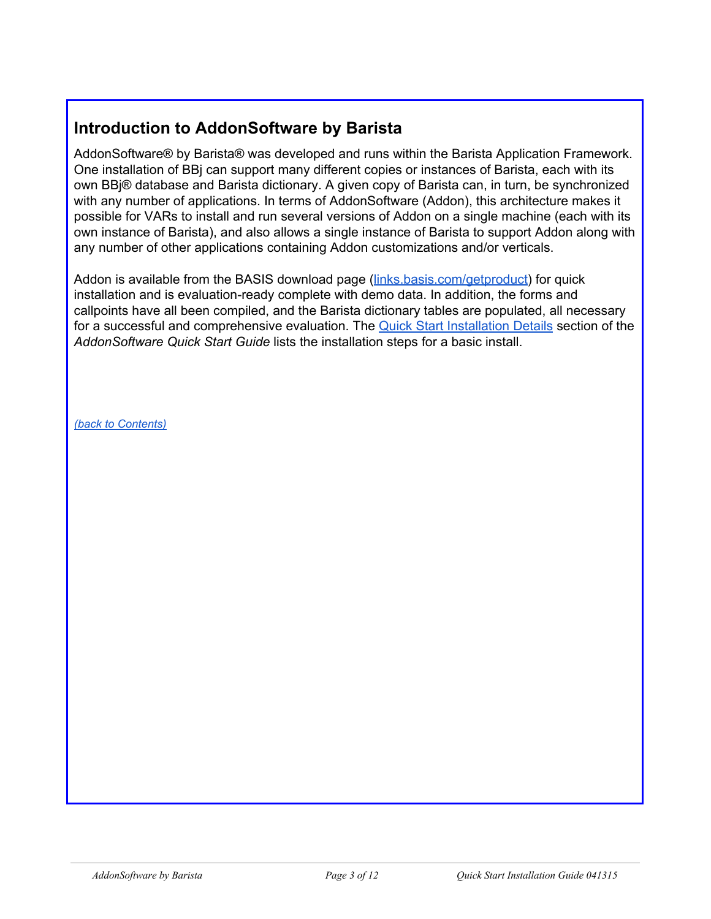## Introduction to AddonSoftware by Barista

AddonSoftware® by Barista® was developed and runs within the Barista Application Framework. One installation of BBj can support many different copies or instances of Barista, each with its own BBj® database and Barista dictionary. A given copy of Barista can, in turn, be synchronized with any number of applications. In terms of AddonSoftware (Addon), this architecture makes it possible for VARs to install and run several versions of Addon on a single machine (each with its own instance of Barista), and also allows a single instance of Barista to support Addon along with any number of other applications containing Addon customizations and/or verticals.

Addon is available from the BASIS download page ([links.basis.com/getproduct](links.basis.com/getproduct)) for quick installation and is evaluation-ready complete with demo data. In addition, the forms and callpoints have all been compiled, and the Barista dictionary tables are populated, all necessary for a successful and comprehensive evaluation. The [Quick Start Installation Details]() section of the *AddonSoftware Quick Start Guide* lists the installation steps for a basic install.

*[(back to Contents)]()*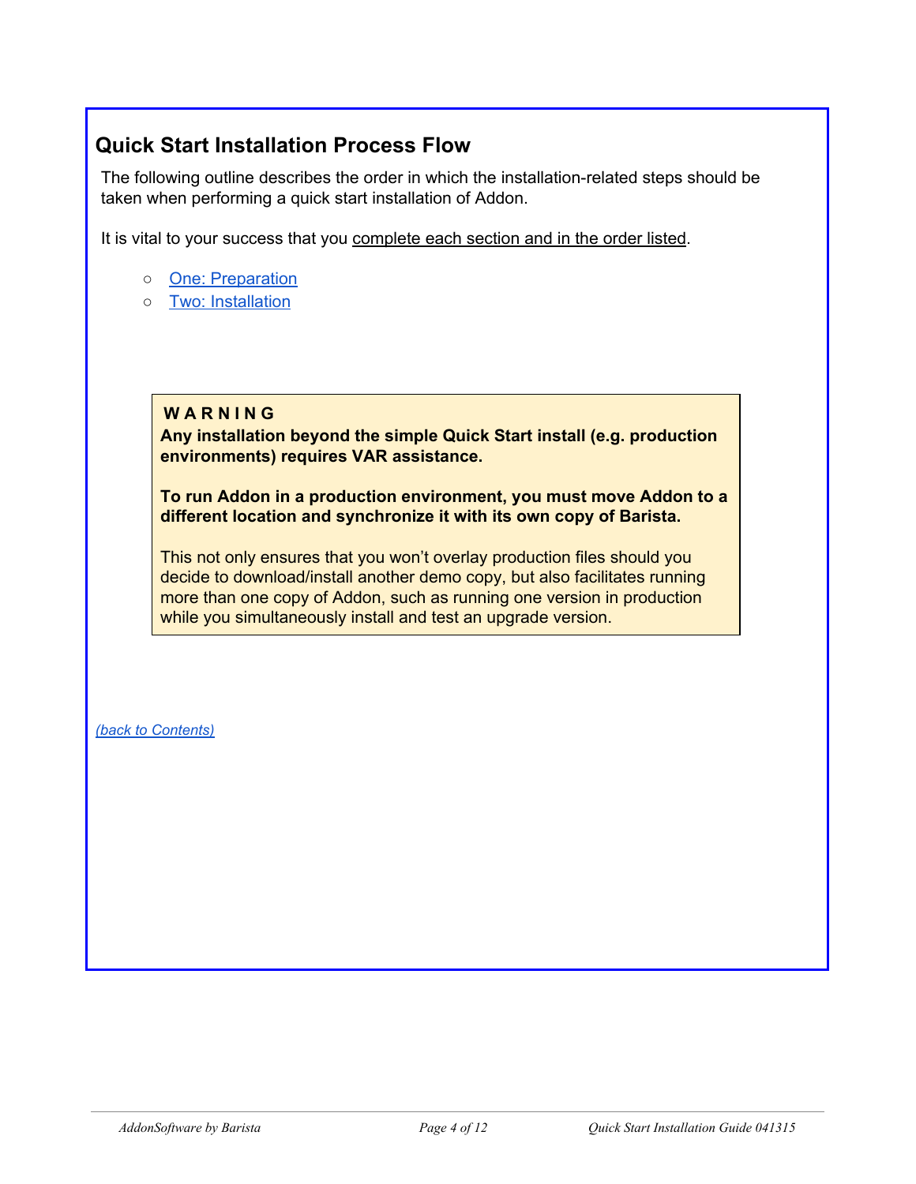## Quick Start Installation Process Flow

The following outline describes the order in which the installation-related steps should be taken when performing a quick start installation of Addon.

It is vital to your success that you complete each section and in the order listed.

- One: Preparation
- Two: Installation

> **W A R N I N G**
>
> **Any installation beyond the simple Quick Start install (e.g. production environments) requires VAR assistance.**
>
> **To run Addon in a production environment, you must move Addon to a different location and synchronize it with its own copy of Barista.**
>
> This not only ensures that you won't overlay production files should you decide to download/install another demo copy, but also facilitates running more than one copy of Addon, such as running one version in production while you simultaneously install and test an upgrade version.

*(back to Contents)*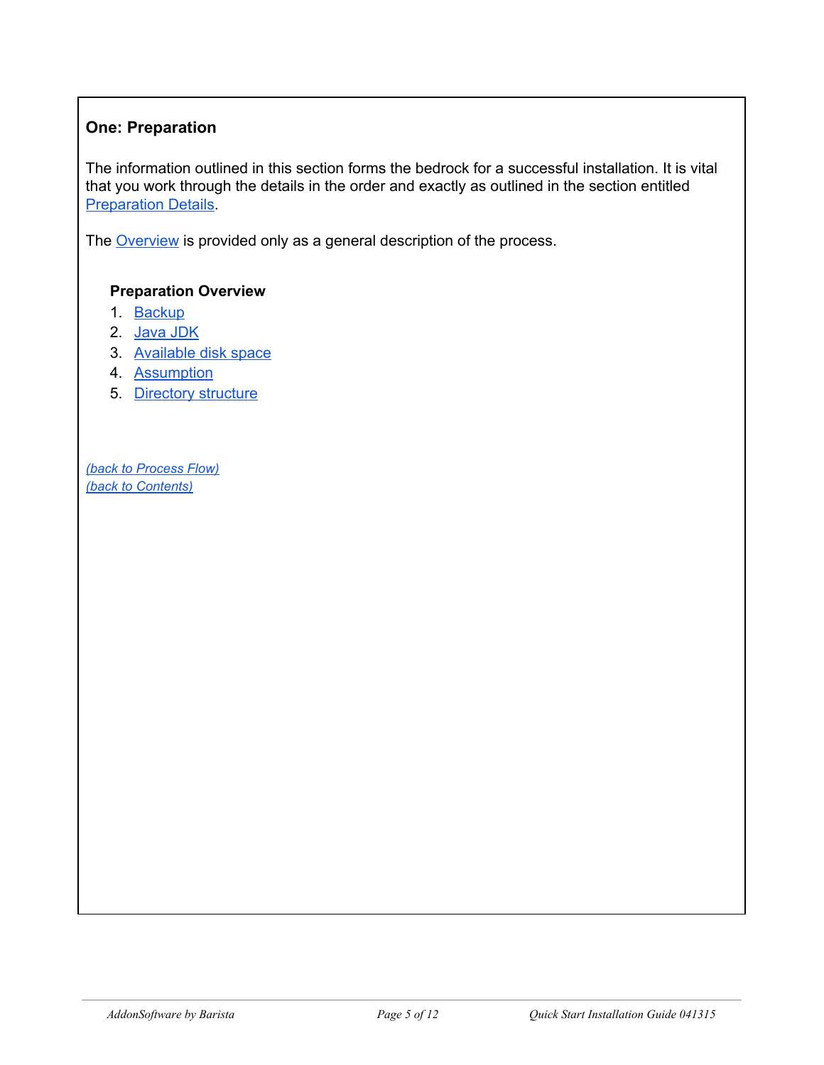## One: Preparation

The information outlined in this section forms the bedrock for a successful installation. It is vital that you work through the details in the order and exactly as outlined in the section entitled Preparation Details.

The Overview is provided only as a general description of the process.

### Preparation Overview

1. Backup
2. Java JDK
3. Available disk space
4. Assumption
5. Directory structure

*(back to Process Flow)*
*(back to Contents)*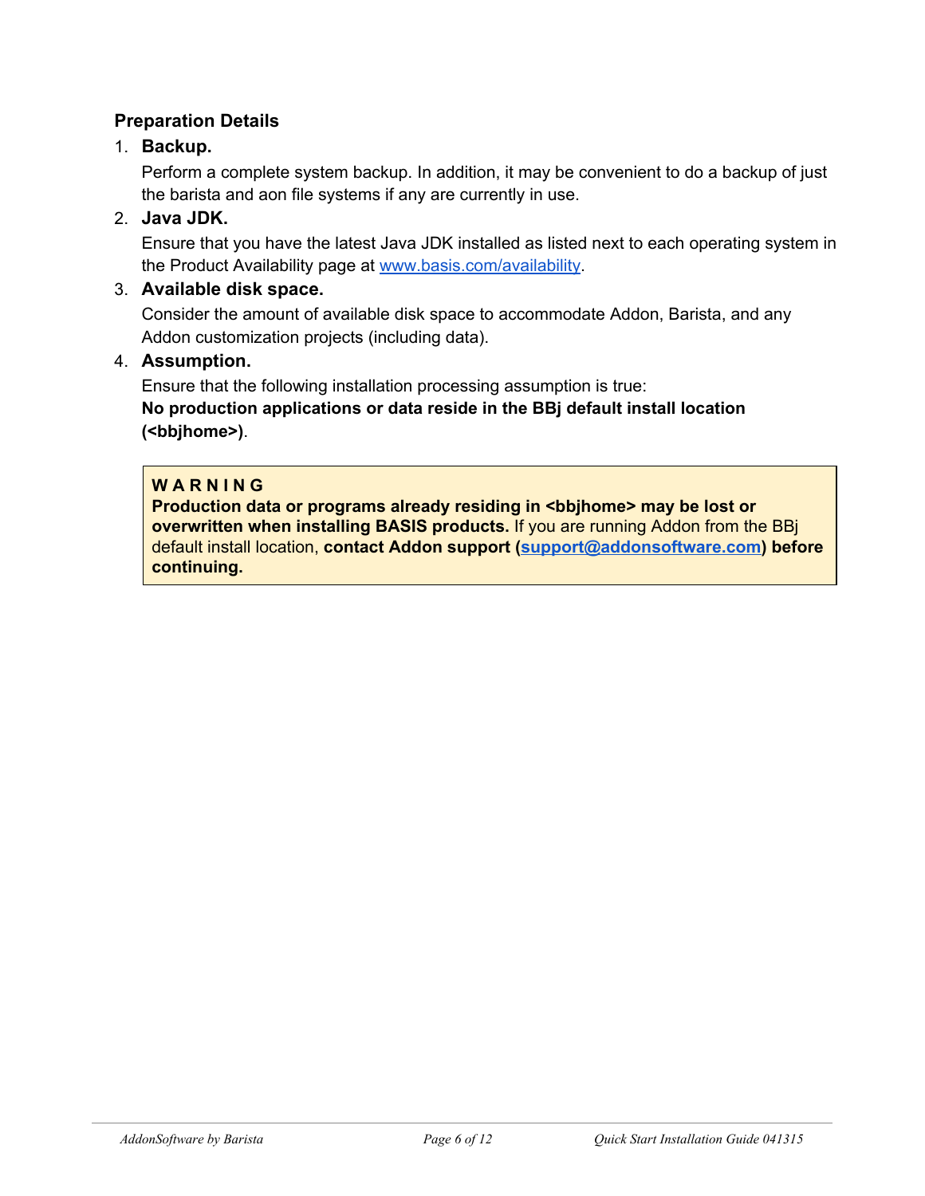### Preparation Details

1. **Backup.**

   Perform a complete system backup. In addition, it may be convenient to do a backup of just the barista and aon file systems if any are currently in use.

2. **Java JDK.**

   Ensure that you have the latest Java JDK installed as listed next to each operating system in the Product Availability page at www.basis.com/availability.

3. **Available disk space.**

   Consider the amount of available disk space to accommodate Addon, Barista, and any Addon customization projects (including data).

4. **Assumption.**

   Ensure that the following installation processing assumption is true:
   **No production applications or data reside in the BBj default install location (<bbjhome>)**.

> **W A R N I N G**
> **Production data or programs already residing in <bbjhome> may be lost or overwritten when installing BASIS products.** If you are running Addon from the BBj default install location, **contact Addon support (support@addonsoftware.com) before continuing.**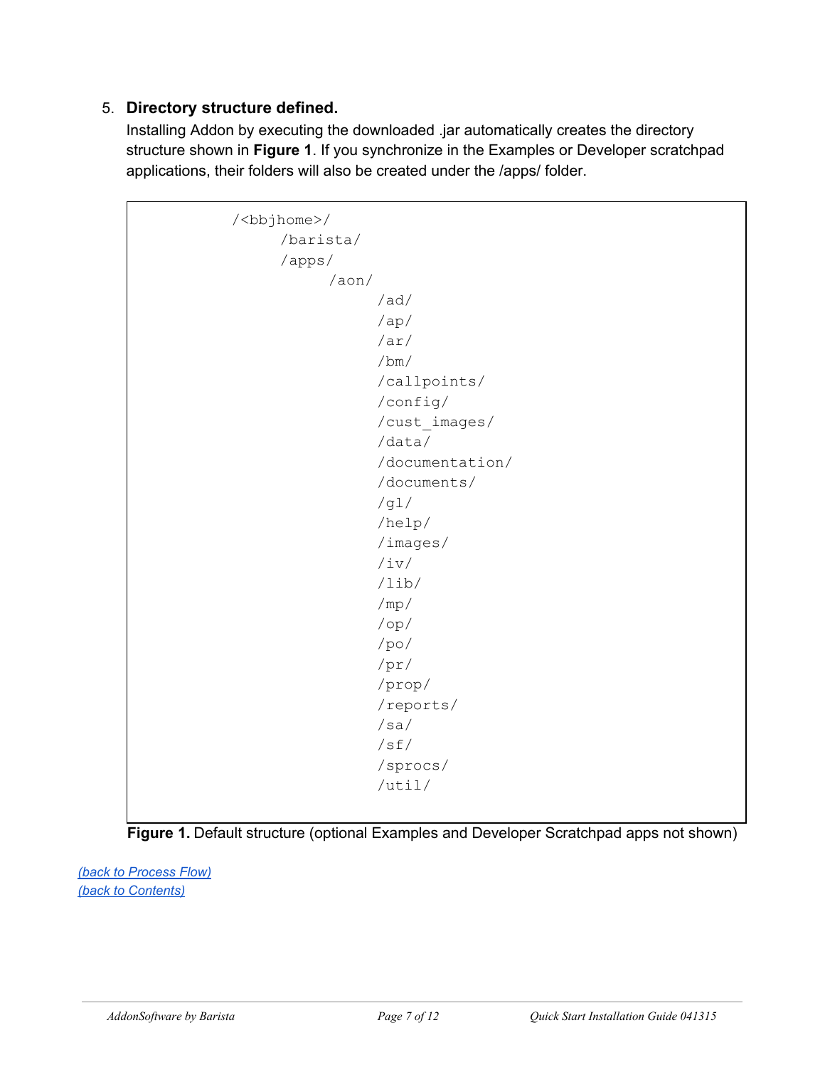5. **Directory structure defined.**
   Installing Addon by executing the downloaded .jar automatically creates the directory structure shown in **Figure 1**. If you synchronize in the Examples or Developer scratchpad applications, their folders will also be created under the /apps/ folder.

```
/<bbjhome>/
     /barista/
     /apps/
          /aon/
               /ad/
               /ap/
               /ar/
               /bm/
               /callpoints/
               /config/
               /cust_images/
               /data/
               /documentation/
               /documents/
               /gl/
               /help/
               /images/
               /iv/
               /lib/
               /mp/
               /op/
               /po/
               /pr/
               /prop/
               /reports/
               /sa/
               /sf/
               /sprocs/
               /util/
```

**Figure 1.** Default structure (optional Examples and Developer Scratchpad apps not shown)

(back to Process Flow)
(back to Contents)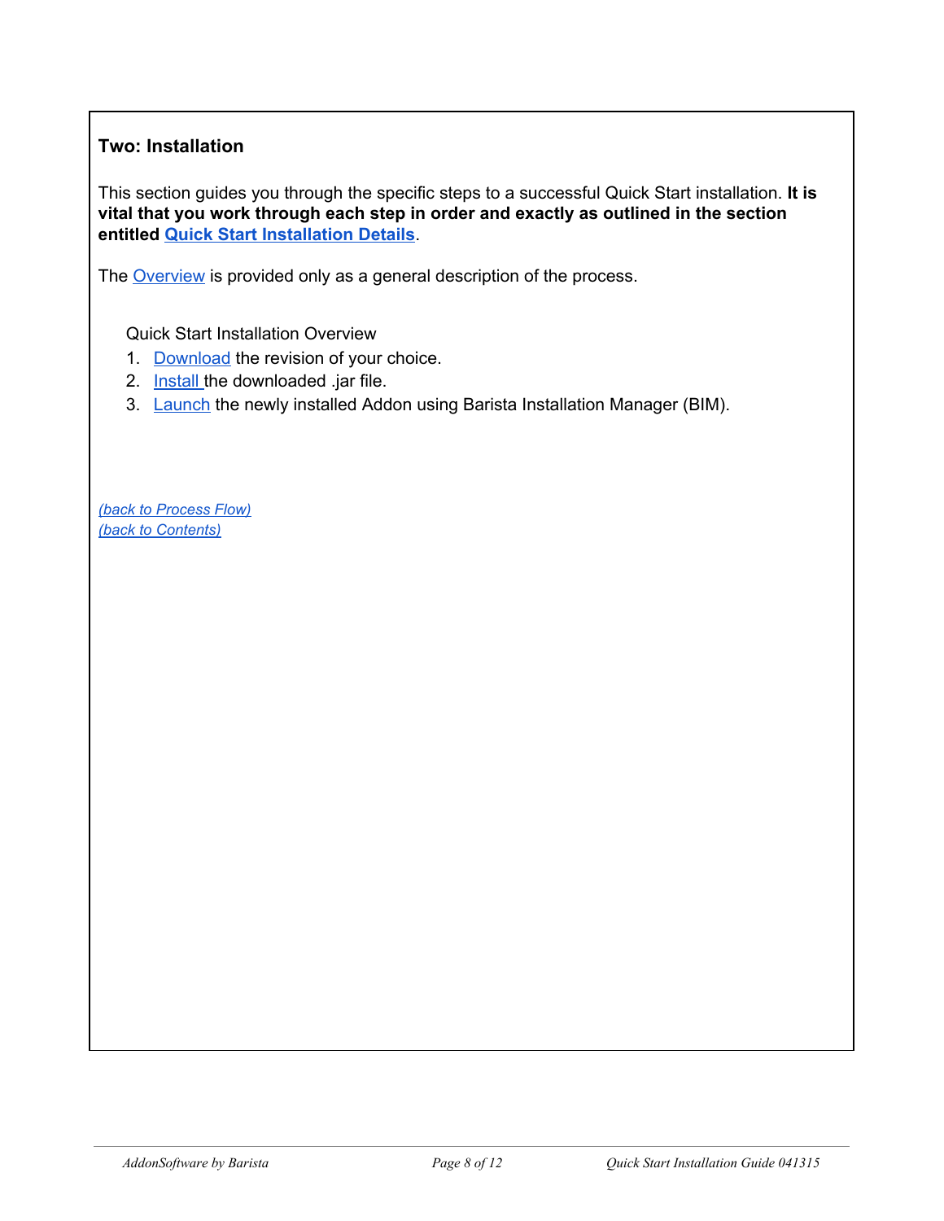### Two: Installation

This section guides you through the specific steps to a successful Quick Start installation. **It is vital that you work through each step in order and exactly as outlined in the section entitled Quick Start Installation Details**.

The Overview is provided only as a general description of the process.

Quick Start Installation Overview

1. Download the revision of your choice.
2. Install the downloaded .jar file.
3. Launch the newly installed Addon using Barista Installation Manager (BIM).

*(back to Process Flow)*
*(back to Contents)*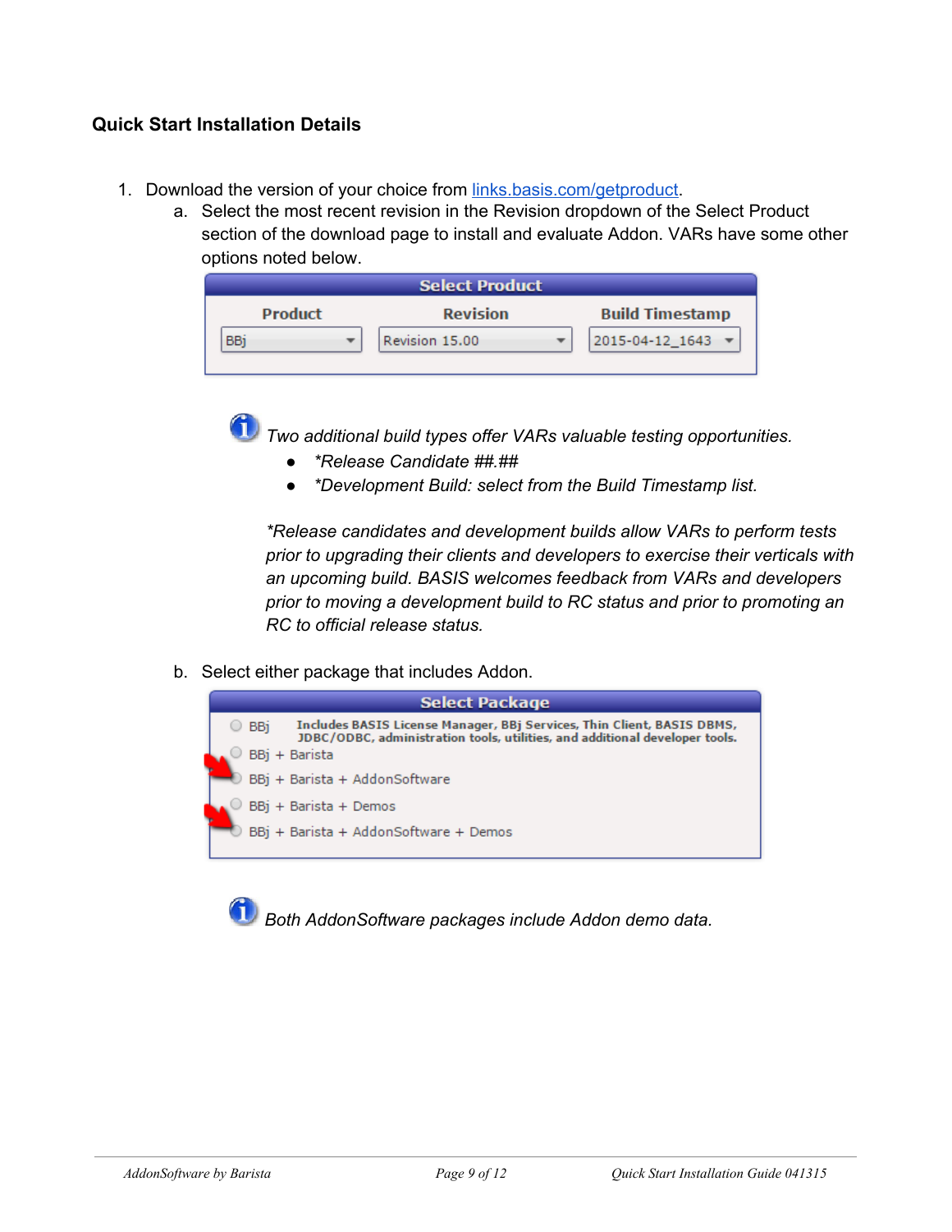### Quick Start Installation Details

1. Download the version of your choice from [links.basis.com/getproduct](links.basis.com/getproduct).
   a. Select the most recent revision in the Revision dropdown of the Select Product section of the download page to install and evaluate Addon. VARs have some other options noted below.

   | Select Product | | |
   |---|---|---|
   | Product | Revision | Build Timestamp |
   | BBj | Revision 15.00 | 2015-04-12_1643 |

   *Two additional build types offer VARs valuable testing opportunities.*
   - *\*Release Candidate ##.##*
   - *\*Development Build: select from the Build Timestamp list.*

   *\*Release candidates and development builds allow VARs to perform tests prior to upgrading their clients and developers to exercise their verticals with an upcoming build. BASIS welcomes feedback from VARs and developers prior to moving a development build to RC status and prior to promoting an RC to official release status.*

   b. Select either package that includes Addon.

   **Select Package**
   - BBj — Includes BASIS License Manager, BBj Services, Thin Client, BASIS DBMS, JDBC/ODBC, administration tools, utilities, and additional developer tools.
   - BBj + Barista
   - BBj + Barista + AddonSoftware
   - BBj + Barista + Demos
   - BBj + Barista + AddonSoftware + Demos

   *Both AddonSoftware packages include Addon demo data.*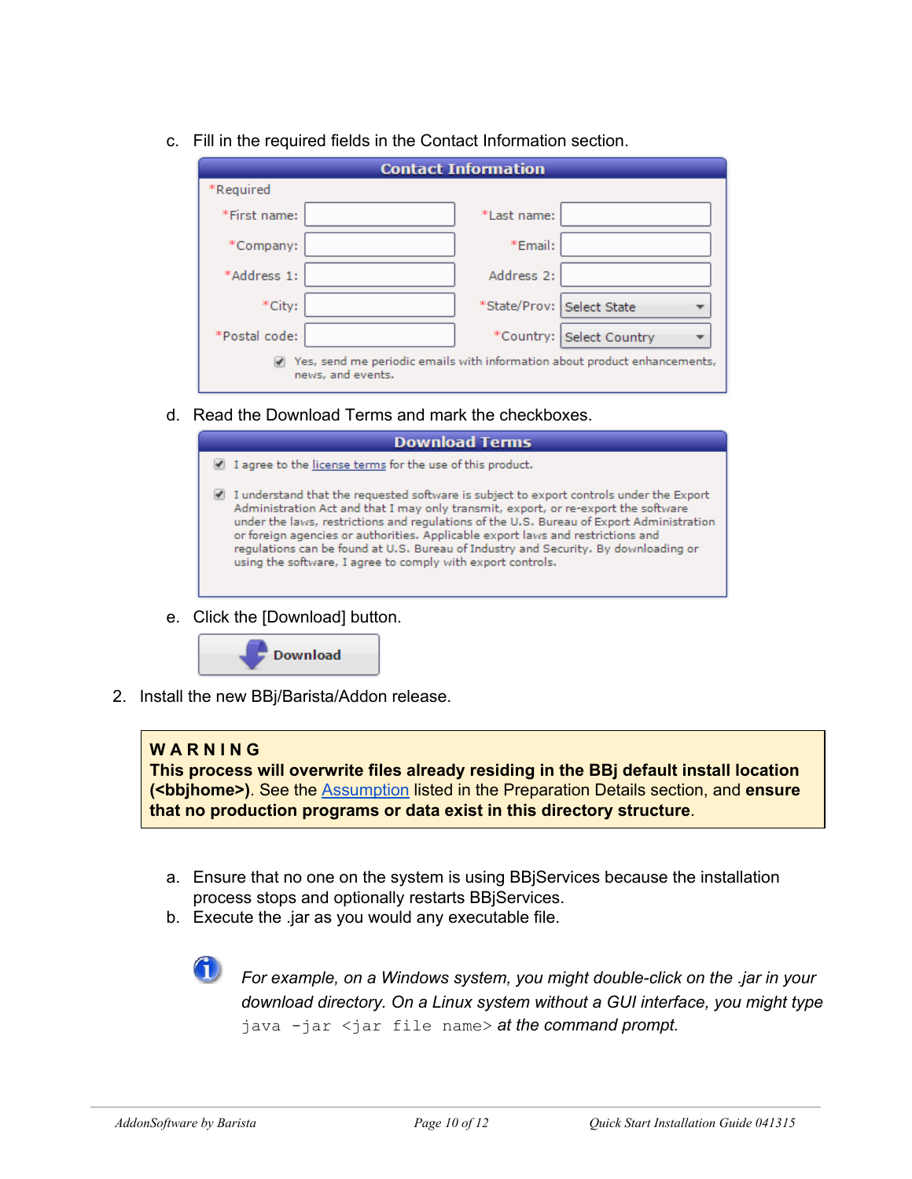c. Fill in the required fields in the Contact Information section.

**Contact Information**

*Required

| *First name: | | *Last name: | |
|---|---|---|---|
| *Company: | | *Email: | |
| *Address 1: | | Address 2: | |
| *City: | | *State/Prov: | Select State |
| *Postal code: | | *Country: | Select Country |

☑ Yes, send me periodic emails with information about product enhancements, news, and events.

d. Read the Download Terms and mark the checkboxes.

**Download Terms**

☑ I agree to the license terms for the use of this product.

☑ I understand that the requested software is subject to export controls under the Export Administration Act and that I may only transmit, export, or re-export the software under the laws, restrictions and regulations of the U.S. Bureau of Export Administration or foreign agencies or authorities. Applicable export laws and restrictions and regulations can be found at U.S. Bureau of Industry and Security. By downloading or using the software, I agree to comply with export controls.

e. Click the [Download] button.

[Download]

2. Install the new BBj/Barista/Addon release.

> **WARNING**
> **This process will overwrite files already residing in the BBj default install location (<bbjhome>)**. See the Assumption listed in the Preparation Details section, and **ensure that no production programs or data exist in this directory structure**.

a. Ensure that no one on the system is using BBjServices because the installation process stops and optionally restarts BBjServices.

b. Execute the .jar as you would any executable file.

*For example, on a Windows system, you might double-click on the .jar in your download directory. On a Linux system without a GUI interface, you might type* `java -jar <jar file name>` *at the command prompt.*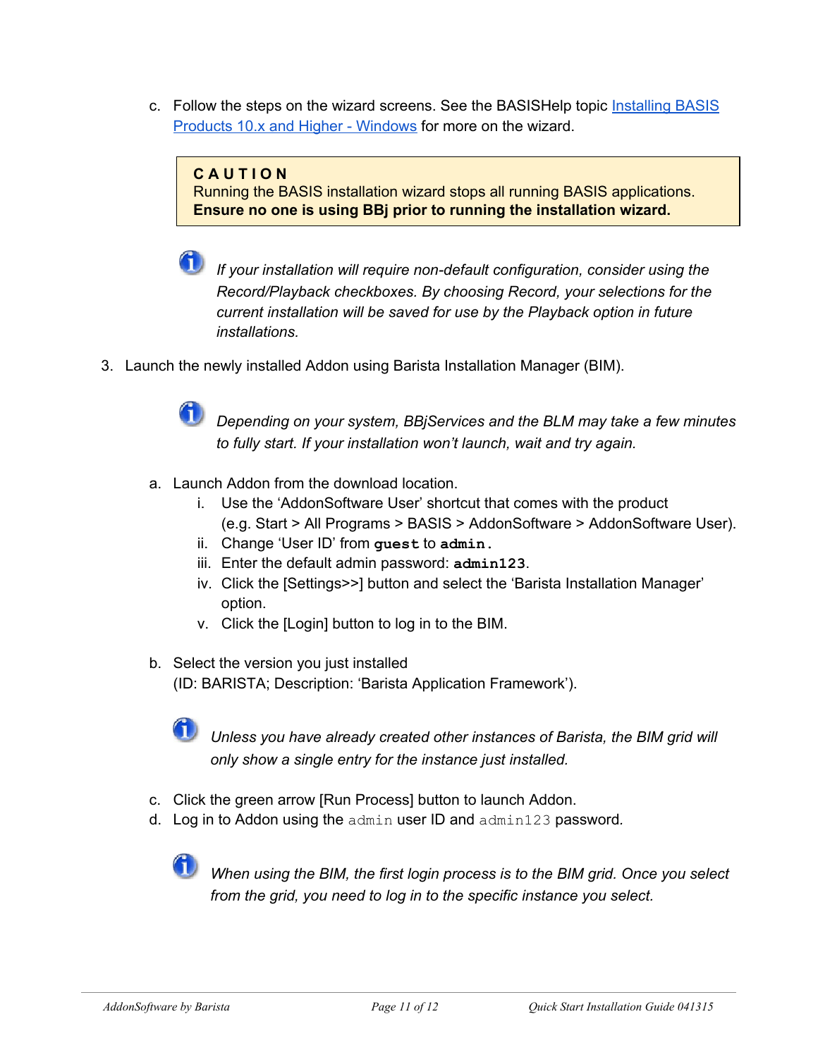c. Follow the steps on the wizard screens. See the BASISHelp topic [Installing BASIS Products 10.x and Higher - Windows]() for more on the wizard.

> **CAUTION**
> Running the BASIS installation wizard stops all running BASIS applications.
> **Ensure no one is using BBj prior to running the installation wizard.**

*If your installation will require non-default configuration, consider using the Record/Playback checkboxes. By choosing Record, your selections for the current installation will be saved for use by the Playback option in future installations.*

3. Launch the newly installed Addon using Barista Installation Manager (BIM).

   *Depending on your system, BBjServices and the BLM may take a few minutes to fully start. If your installation won't launch, wait and try again.*

   a. Launch Addon from the download location.
      i. Use the 'AddonSoftware User' shortcut that comes with the product (e.g. Start > All Programs > BASIS > AddonSoftware > AddonSoftware User).
      ii. Change 'User ID' from **`guest`** to **`admin`.**
      iii. Enter the default admin password: **`admin123`**.
      iv. Click the [Settings>>] button and select the 'Barista Installation Manager' option.
      v. Click the [Login] button to log in to the BIM.

   b. Select the version you just installed (ID: BARISTA; Description: 'Barista Application Framework').

      *Unless you have already created other instances of Barista, the BIM grid will only show a single entry for the instance just installed.*

   c. Click the green arrow [Run Process] button to launch Addon.
   d. Log in to Addon using the `admin` user ID and `admin123` password.

      *When using the BIM, the first login process is to the BIM grid. Once you select from the grid, you need to log in to the specific instance you select.*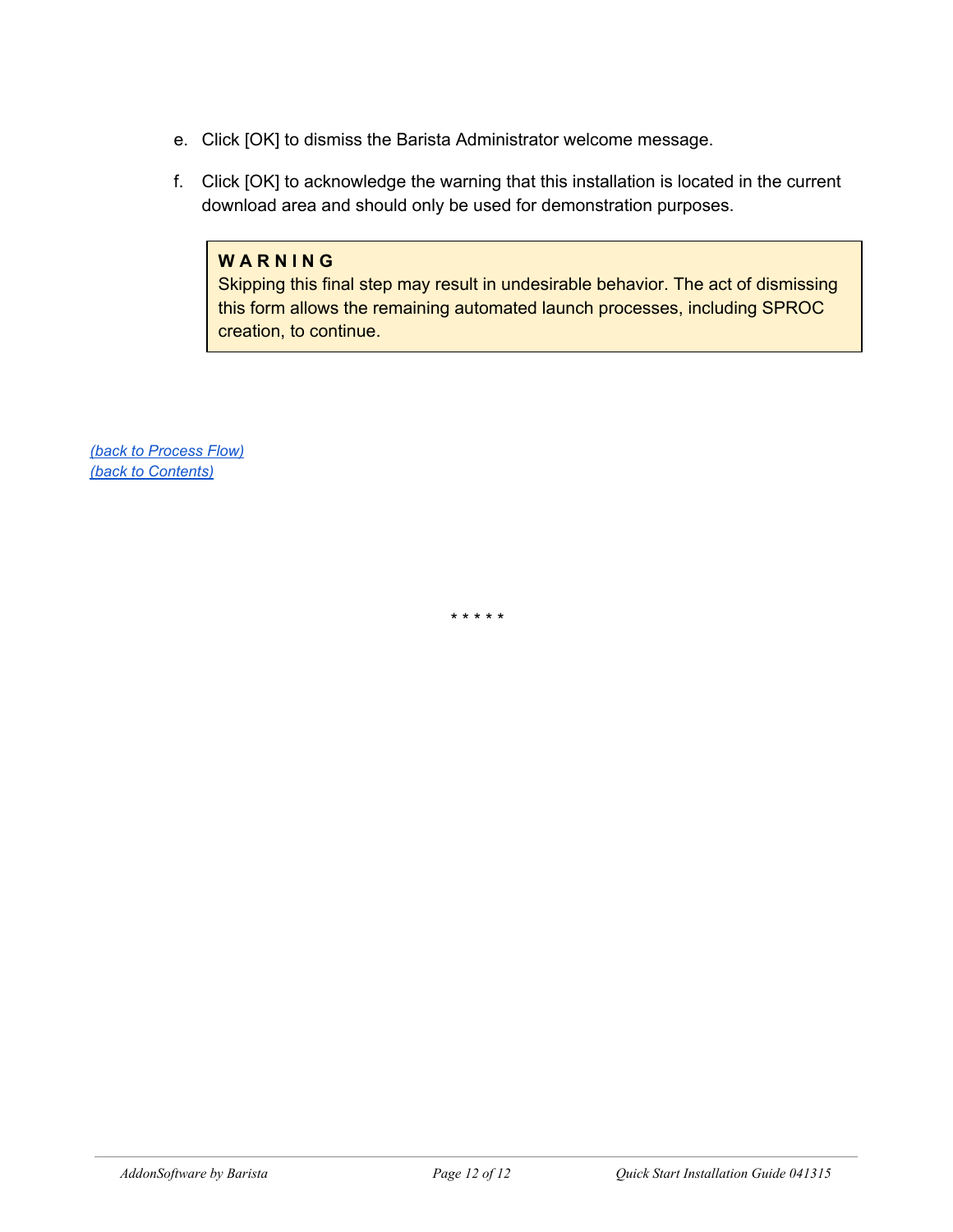e. Click [OK] to dismiss the Barista Administrator welcome message.

f. Click [OK] to acknowledge the warning that this installation is located in the current download area and should only be used for demonstration purposes.

> **W A R N I N G**
> Skipping this final step may result in undesirable behavior. The act of dismissing this form allows the remaining automated launch processes, including SPROC creation, to continue.

*(back to Process Flow)*
*(back to Contents)*

* * * * *